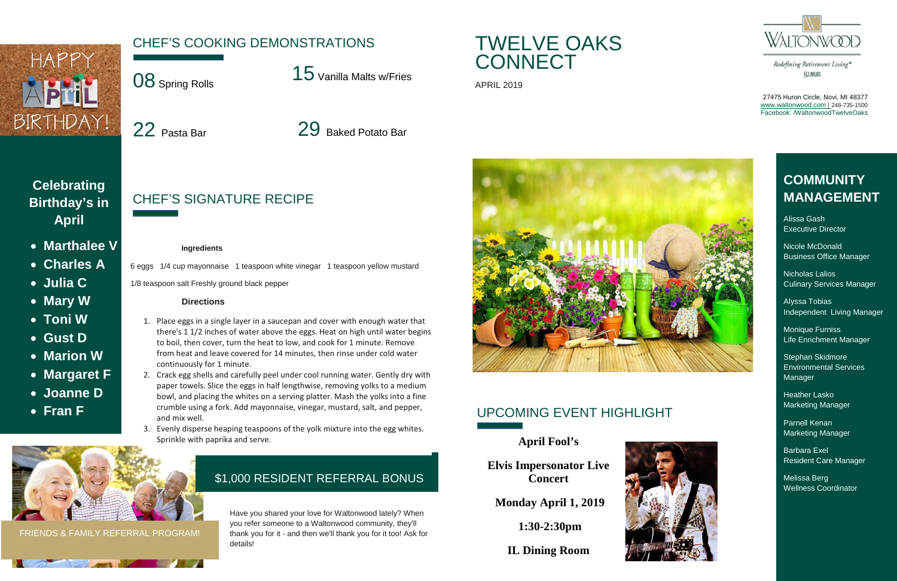# TWELVE OAKS CONNECT

APRIL 2019

Redefining Retirement Living®

27475 Huron Circle, Novi, MI 48377
www.waltonwood.com | 248-735-1500
Facebook: /WaltonwoodTwelveOaks

HAPPY APRIL BIRTHDAY!

## CHEF'S COOKING DEMONSTRATIONS

08 Spring Rolls

15 Vanilla Malts w/Fries

22 Pasta Bar

29 Baked Potato Bar

## Celebrating Birthday's in April

- **Marthalee V**
- **Charles A**
- **Julia C**
- **Mary W**
- **Toni W**
- **Gust D**
- **Marion W**
- **Margaret F**
- **Joanne D**
- **Fran F**

## CHEF'S SIGNATURE RECIPE

**Ingredients**

6 eggs 1/4 cup mayonnaise 1 teaspoon white vinegar 1 teaspoon yellow mustard

1/8 teaspoon salt Freshly ground black pepper

**Directions**

1. Place eggs in a single layer in a saucepan and cover with enough water that there's 1 1/2 inches of water above the eggs. Heat on high until water begins to boil, then cover, turn the heat to low, and cook for 1 minute. Remove from heat and leave covered for 14 minutes, then rinse under cold water continuously for 1 minute.
2. Crack egg shells and carefully peel under cool running water. Gently dry with paper towels. Slice the eggs in half lengthwise, removing yolks to a medium bowl, and placing the whites on a serving platter. Mash the yolks into a fine crumble using a fork. Add mayonnaise, vinegar, mustard, salt, and pepper, and mix well.
3. Evenly disperse heaping teaspoons of the yolk mixture into the egg whites. Sprinkle with paprika and serve.

FRIENDS & FAMILY REFERRAL PROGRAM!

## $1,000 RESIDENT REFERRAL BONUS

Have you shared your love for Waltonwood lately? When you refer someone to a Waltonwood community, they'll thank you for it - and then we'll thank you for it too! Ask for details!

## UPCOMING EVENT HIGHLIGHT

**April Fool's**

**Elvis Impersonator Live Concert**

**Monday April 1, 2019**

**1:30-2:30pm**

**IL Dining Room**

## COMMUNITY MANAGEMENT

Alissa Gash
Executive Director

Nicole McDonald
Business Office Manager

Nicholas Lalios
Culinary Services Manager

Alyssa Tobias
Independent Living Manager

Monique Furniss
Life Enrichment Manager

Stephan Skidmore
Environmental Services Manager

Heather Lasko
Marketing Manager

Parnell Kenan
Marketing Manager

Barbara Exel
Resident Care Manager

Melissa Berg
Wellness Coordinator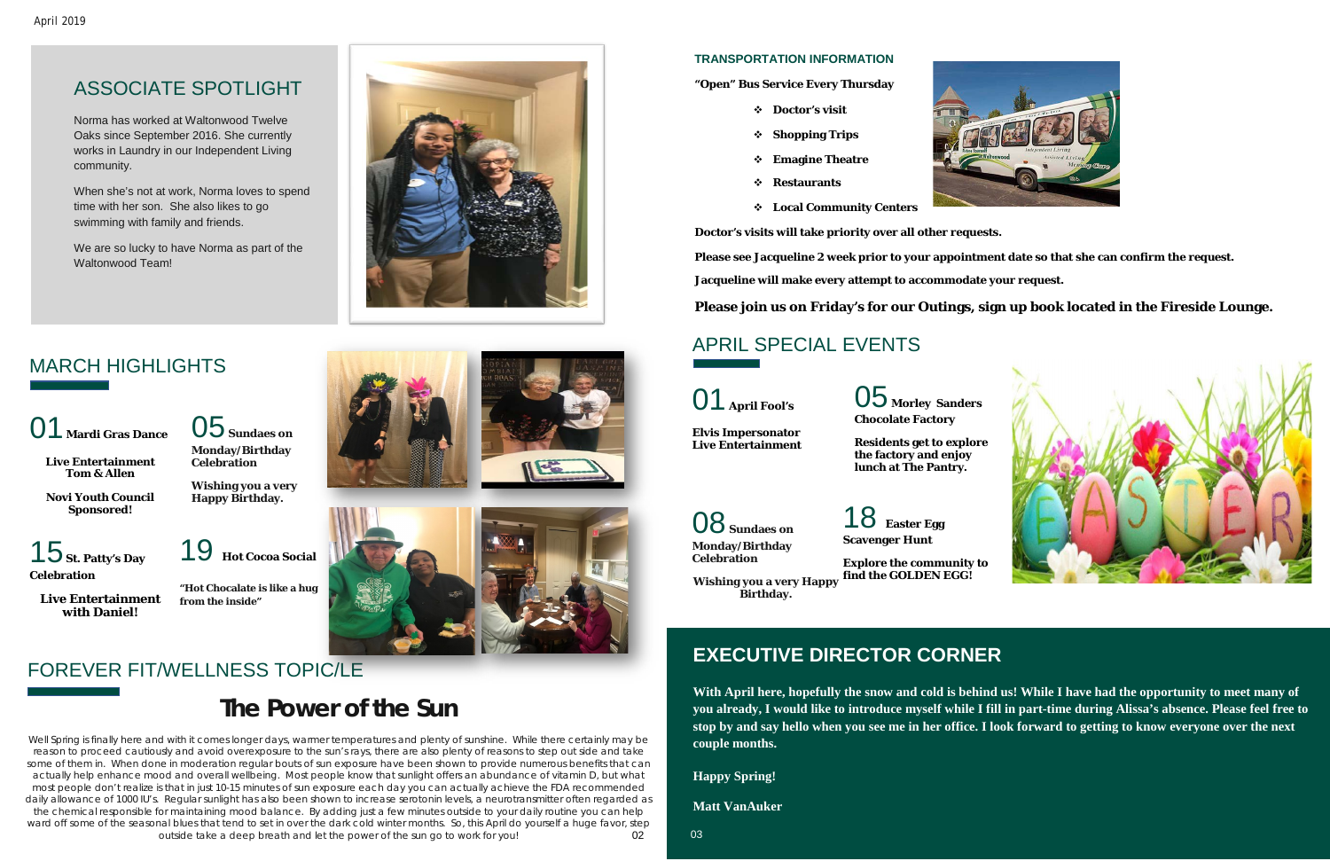## ASSOCIATE SPOTLIGHT

Norma has worked at Waltonwood Twelve Oaks since September 2016. She currently works in Laundry in our Independent Living community.

When she's not at work, Norma loves to spend time with her son. She also likes to go swimming with family and friends.

We are so lucky to have Norma as part of the Waltonwood Team!

## MARCH HIGHLIGHTS

**01 Mardi Gras Dance**

**Live Entertainment Tom & Allen**

**Novi Youth Council Sponsored!**

**05 Sundaes on Monday/Birthday Celebration**

**Wishing you a very Happy Birthday.**

**15 St. Patty's Day Celebration**

**Live Entertainment with Daniel!**

**19 Hot Cocoa Social**

**"Hot Chocalate is like a hug from the inside"**

## FOREVER FIT/WELLNESS TOPIC/LE

# The Power of the Sun

Well Spring is finally here and with it comes longer days, warmer temperatures and plenty of sunshine. While there certainly may be reason to proceed cautiously and avoid overexposure to the sun's rays, there are also plenty of reasons to step out side and take some of them in. When done in moderation regular bouts of sun exposure have been shown to provide numerous benefits that can actually help enhance mood and overall wellbeing. Most people know that sunlight offers an abundance of vitamin D, but what most people don't realize is that in just 10-15 minutes of sun exposure each day you can actually achieve the FDA recommended daily allowance of 1000 IU's. Regular sunlight has also been shown to increase serotonin levels, a neurotransmitter often regarded as the chemical responsible for maintaining mood balance. By adding just a few minutes outside to your daily routine you can help ward off some of the seasonal blues that tend to set in over the dark cold winter months. So, this April do yourself a huge favor, step outside take a deep breath and let the power of the sun go to work for you!

### TRANSPORTATION INFORMATION

**"Open" Bus Service Every Thursday**

- **Doctor's visit**
- **Shopping Trips**
- **Emagine Theatre**
- **Restaurants**
- **Local Community Centers**

**Doctor's visits will take priority over all other requests.**

**Please see Jacqueline 2 week prior to your appointment date so that she can confirm the request.**

**Jacqueline will make every attempt to accommodate your request.**

**Please join us on Friday's for our Outings, sign up book located in the Fireside Lounge.**

## APRIL SPECIAL EVENTS

**01 April Fool's**

**Elvis Impersonator Live Entertainment**

**05 Morley Sanders Chocolate Factory**

**Residents get to explore the factory and enjoy lunch at The Pantry.**

**08 Sundaes on Monday/Birthday Celebration**

**Wishing you a very Happy Birthday.**

**18 Easter Egg Scavenger Hunt**

**Explore the community to find the GOLDEN EGG!**

## EXECUTIVE DIRECTOR CORNER

**With April here, hopefully the snow and cold is behind us! While I have had the opportunity to meet many of you already, I would like to introduce myself while I fill in part-time during Alissa's absence. Please feel free to stop by and say hello when you see me in her office. I look forward to getting to know everyone over the next couple months.**

**Happy Spring!**

**Matt VanAuker**